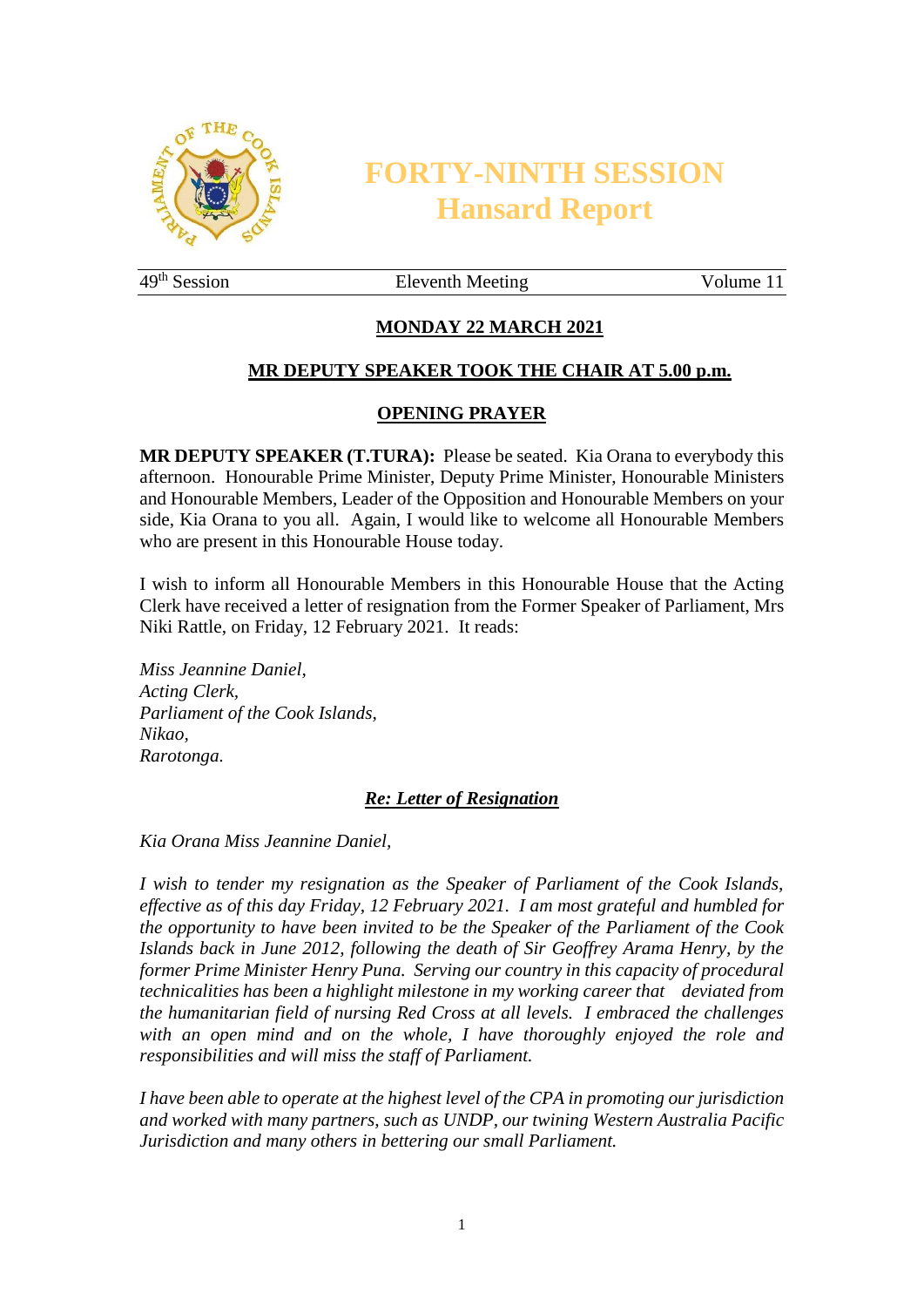# FORTY-NINTH SESSION
# Hansard Report

49th Session | Eleventh Meeting | Volume 11

## MONDAY 22 MARCH 2021

### MR DEPUTY SPEAKER TOOK THE CHAIR AT 5.00 p.m.

### OPENING PRAYER

**MR DEPUTY SPEAKER (T.TURA):** Please be seated. Kia Orana to everybody this afternoon. Honourable Prime Minister, Deputy Prime Minister, Honourable Ministers and Honourable Members, Leader of the Opposition and Honourable Members on your side, Kia Orana to you all. Again, I would like to welcome all Honourable Members who are present in this Honourable House today.

I wish to inform all Honourable Members in this Honourable House that the Acting Clerk have received a letter of resignation from the Former Speaker of Parliament, Mrs Niki Rattle, on Friday, 12 February 2021. It reads:

*Miss Jeannine Daniel,*
*Acting Clerk,*
*Parliament of the Cook Islands,*
*Nikao,*
*Rarotonga.*

***Re: Letter of Resignation***

*Kia Orana Miss Jeannine Daniel,*

*I wish to tender my resignation as the Speaker of Parliament of the Cook Islands, effective as of this day Friday, 12 February 2021. I am most grateful and humbled for the opportunity to have been invited to be the Speaker of the Parliament of the Cook Islands back in June 2012, following the death of Sir Geoffrey Arama Henry, by the former Prime Minister Henry Puna. Serving our country in this capacity of procedural technicalities has been a highlight milestone in my working career that deviated from the humanitarian field of nursing Red Cross at all levels. I embraced the challenges with an open mind and on the whole, I have thoroughly enjoyed the role and responsibilities and will miss the staff of Parliament.*

*I have been able to operate at the highest level of the CPA in promoting our jurisdiction and worked with many partners, such as UNDP, our twining Western Australia Pacific Jurisdiction and many others in bettering our small Parliament.*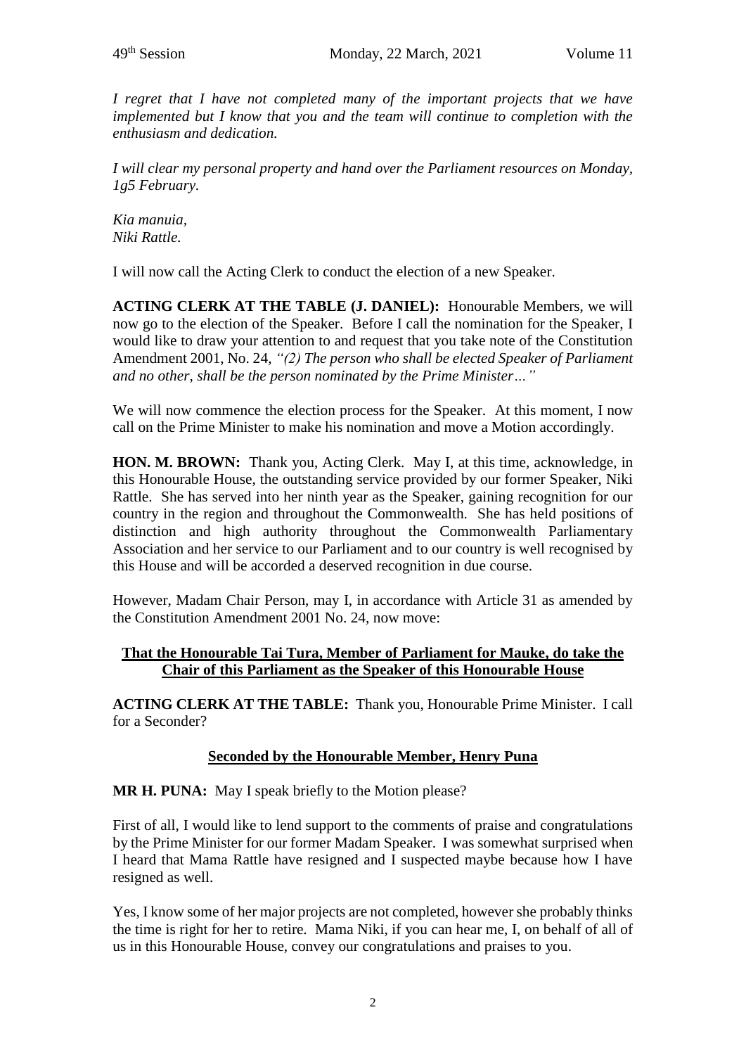*I regret that I have not completed many of the important projects that we have implemented but I know that you and the team will continue to completion with the enthusiasm and dedication.*

*I will clear my personal property and hand over the Parliament resources on Monday, 1g5 February.*

*Kia manuia,*
*Niki Rattle.*

I will now call the Acting Clerk to conduct the election of a new Speaker.

**ACTING CLERK AT THE TABLE (J. DANIEL):** Honourable Members, we will now go to the election of the Speaker. Before I call the nomination for the Speaker, I would like to draw your attention to and request that you take note of the Constitution Amendment 2001, No. 24, *"(2) The person who shall be elected Speaker of Parliament and no other, shall be the person nominated by the Prime Minister…"*

We will now commence the election process for the Speaker. At this moment, I now call on the Prime Minister to make his nomination and move a Motion accordingly.

**HON. M. BROWN:** Thank you, Acting Clerk. May I, at this time, acknowledge, in this Honourable House, the outstanding service provided by our former Speaker, Niki Rattle. She has served into her ninth year as the Speaker, gaining recognition for our country in the region and throughout the Commonwealth. She has held positions of distinction and high authority throughout the Commonwealth Parliamentary Association and her service to our Parliament and to our country is well recognised by this House and will be accorded a deserved recognition in due course.

However, Madam Chair Person, may I, in accordance with Article 31 as amended by the Constitution Amendment 2001 No. 24, now move:

**<u>That the Honourable Tai Tura, Member of Parliament for Mauke, do take the Chair of this Parliament as the Speaker of this Honourable House</u>**

**ACTING CLERK AT THE TABLE:** Thank you, Honourable Prime Minister. I call for a Seconder?

**<u>Seconded by the Honourable Member, Henry Puna</u>**

**MR H. PUNA:** May I speak briefly to the Motion please?

First of all, I would like to lend support to the comments of praise and congratulations by the Prime Minister for our former Madam Speaker. I was somewhat surprised when I heard that Mama Rattle have resigned and I suspected maybe because how I have resigned as well.

Yes, I know some of her major projects are not completed, however she probably thinks the time is right for her to retire. Mama Niki, if you can hear me, I, on behalf of all of us in this Honourable House, convey our congratulations and praises to you.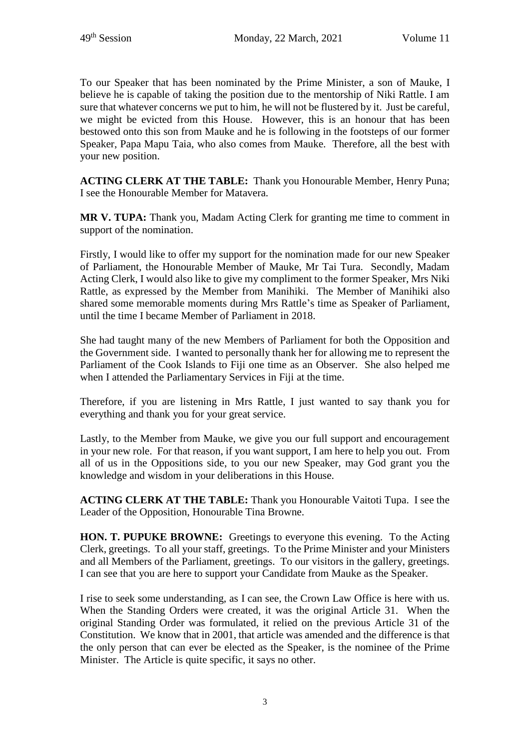To our Speaker that has been nominated by the Prime Minister, a son of Mauke, I believe he is capable of taking the position due to the mentorship of Niki Rattle. I am sure that whatever concerns we put to him, he will not be flustered by it. Just be careful, we might be evicted from this House. However, this is an honour that has been bestowed onto this son from Mauke and he is following in the footsteps of our former Speaker, Papa Mapu Taia, who also comes from Mauke. Therefore, all the best with your new position.

**ACTING CLERK AT THE TABLE:** Thank you Honourable Member, Henry Puna; I see the Honourable Member for Matavera.

**MR V. TUPA:** Thank you, Madam Acting Clerk for granting me time to comment in support of the nomination.

Firstly, I would like to offer my support for the nomination made for our new Speaker of Parliament, the Honourable Member of Mauke, Mr Tai Tura. Secondly, Madam Acting Clerk, I would also like to give my compliment to the former Speaker, Mrs Niki Rattle, as expressed by the Member from Manihiki. The Member of Manihiki also shared some memorable moments during Mrs Rattle's time as Speaker of Parliament, until the time I became Member of Parliament in 2018.

She had taught many of the new Members of Parliament for both the Opposition and the Government side. I wanted to personally thank her for allowing me to represent the Parliament of the Cook Islands to Fiji one time as an Observer. She also helped me when I attended the Parliamentary Services in Fiji at the time.

Therefore, if you are listening in Mrs Rattle, I just wanted to say thank you for everything and thank you for your great service.

Lastly, to the Member from Mauke, we give you our full support and encouragement in your new role. For that reason, if you want support, I am here to help you out. From all of us in the Oppositions side, to you our new Speaker, may God grant you the knowledge and wisdom in your deliberations in this House.

**ACTING CLERK AT THE TABLE:** Thank you Honourable Vaitoti Tupa. I see the Leader of the Opposition, Honourable Tina Browne.

**HON. T. PUPUKE BROWNE:** Greetings to everyone this evening. To the Acting Clerk, greetings. To all your staff, greetings. To the Prime Minister and your Ministers and all Members of the Parliament, greetings. To our visitors in the gallery, greetings. I can see that you are here to support your Candidate from Mauke as the Speaker.

I rise to seek some understanding, as I can see, the Crown Law Office is here with us. When the Standing Orders were created, it was the original Article 31. When the original Standing Order was formulated, it relied on the previous Article 31 of the Constitution. We know that in 2001, that article was amended and the difference is that the only person that can ever be elected as the Speaker, is the nominee of the Prime Minister. The Article is quite specific, it says no other.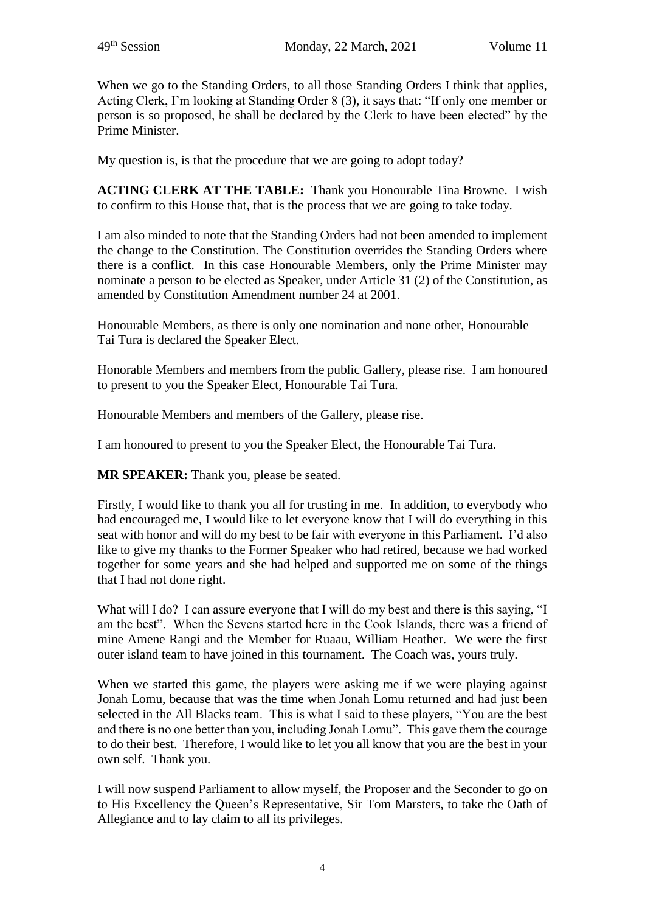When we go to the Standing Orders, to all those Standing Orders I think that applies, Acting Clerk, I'm looking at Standing Order 8 (3), it says that: "If only one member or person is so proposed, he shall be declared by the Clerk to have been elected" by the Prime Minister.

My question is, is that the procedure that we are going to adopt today?

**ACTING CLERK AT THE TABLE:** Thank you Honourable Tina Browne. I wish to confirm to this House that, that is the process that we are going to take today.

I am also minded to note that the Standing Orders had not been amended to implement the change to the Constitution. The Constitution overrides the Standing Orders where there is a conflict. In this case Honourable Members, only the Prime Minister may nominate a person to be elected as Speaker, under Article 31 (2) of the Constitution, as amended by Constitution Amendment number 24 at 2001.

Honourable Members, as there is only one nomination and none other, Honourable Tai Tura is declared the Speaker Elect.

Honorable Members and members from the public Gallery, please rise. I am honoured to present to you the Speaker Elect, Honourable Tai Tura.

Honourable Members and members of the Gallery, please rise.

I am honoured to present to you the Speaker Elect, the Honourable Tai Tura.

**MR SPEAKER:** Thank you, please be seated.

Firstly, I would like to thank you all for trusting in me. In addition, to everybody who had encouraged me, I would like to let everyone know that I will do everything in this seat with honor and will do my best to be fair with everyone in this Parliament. I'd also like to give my thanks to the Former Speaker who had retired, because we had worked together for some years and she had helped and supported me on some of the things that I had not done right.

What will I do? I can assure everyone that I will do my best and there is this saying, "I am the best". When the Sevens started here in the Cook Islands, there was a friend of mine Amene Rangi and the Member for Ruaau, William Heather. We were the first outer island team to have joined in this tournament. The Coach was, yours truly.

When we started this game, the players were asking me if we were playing against Jonah Lomu, because that was the time when Jonah Lomu returned and had just been selected in the All Blacks team. This is what I said to these players, "You are the best and there is no one better than you, including Jonah Lomu". This gave them the courage to do their best. Therefore, I would like to let you all know that you are the best in your own self. Thank you.

I will now suspend Parliament to allow myself, the Proposer and the Seconder to go on to His Excellency the Queen's Representative, Sir Tom Marsters, to take the Oath of Allegiance and to lay claim to all its privileges.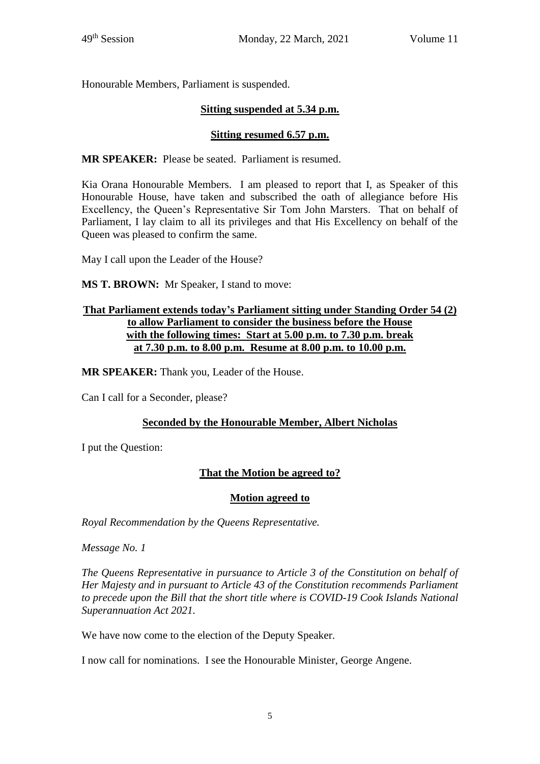Honourable Members, Parliament is suspended.

**Sitting suspended at 5.34 p.m.**

**Sitting resumed 6.57 p.m.**

**MR SPEAKER:** Please be seated. Parliament is resumed.

Kia Orana Honourable Members. I am pleased to report that I, as Speaker of this Honourable House, have taken and subscribed the oath of allegiance before His Excellency, the Queen's Representative Sir Tom John Marsters. That on behalf of Parliament, I lay claim to all its privileges and that His Excellency on behalf of the Queen was pleased to confirm the same.

May I call upon the Leader of the House?

**MS T. BROWN:** Mr Speaker, I stand to move:

**That Parliament extends today's Parliament sitting under Standing Order 54 (2) to allow Parliament to consider the business before the House with the following times: Start at 5.00 p.m. to 7.30 p.m. break at 7.30 p.m. to 8.00 p.m. Resume at 8.00 p.m. to 10.00 p.m.**

**MR SPEAKER:** Thank you, Leader of the House.

Can I call for a Seconder, please?

**Seconded by the Honourable Member, Albert Nicholas**

I put the Question:

**That the Motion be agreed to?**

**Motion agreed to**

*Royal Recommendation by the Queens Representative.*

*Message No. 1*

*The Queens Representative in pursuance to Article 3 of the Constitution on behalf of Her Majesty and in pursuant to Article 43 of the Constitution recommends Parliament to precede upon the Bill that the short title where is COVID-19 Cook Islands National Superannuation Act 2021.*

We have now come to the election of the Deputy Speaker.

I now call for nominations. I see the Honourable Minister, George Angene.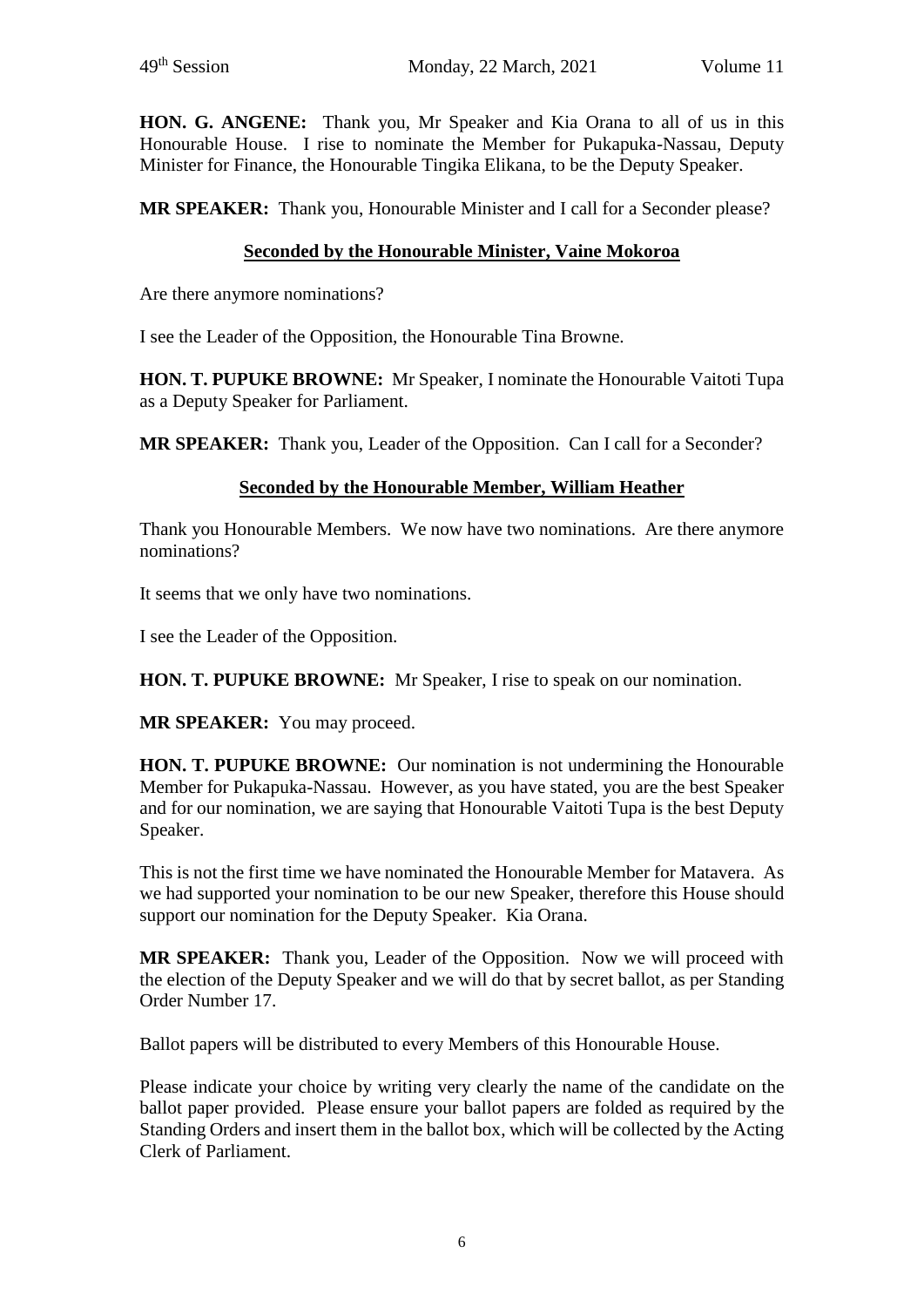**HON. G. ANGENE:** Thank you, Mr Speaker and Kia Orana to all of us in this Honourable House. I rise to nominate the Member for Pukapuka-Nassau, Deputy Minister for Finance, the Honourable Tingika Elikana, to be the Deputy Speaker.

**MR SPEAKER:** Thank you, Honourable Minister and I call for a Seconder please?

**Seconded by the Honourable Minister, Vaine Mokoroa**

Are there anymore nominations?

I see the Leader of the Opposition, the Honourable Tina Browne.

**HON. T. PUPUKE BROWNE:** Mr Speaker, I nominate the Honourable Vaitoti Tupa as a Deputy Speaker for Parliament.

**MR SPEAKER:** Thank you, Leader of the Opposition. Can I call for a Seconder?

**Seconded by the Honourable Member, William Heather**

Thank you Honourable Members. We now have two nominations. Are there anymore nominations?

It seems that we only have two nominations.

I see the Leader of the Opposition.

**HON. T. PUPUKE BROWNE:** Mr Speaker, I rise to speak on our nomination.

**MR SPEAKER:** You may proceed.

**HON. T. PUPUKE BROWNE:** Our nomination is not undermining the Honourable Member for Pukapuka-Nassau. However, as you have stated, you are the best Speaker and for our nomination, we are saying that Honourable Vaitoti Tupa is the best Deputy Speaker.

This is not the first time we have nominated the Honourable Member for Matavera. As we had supported your nomination to be our new Speaker, therefore this House should support our nomination for the Deputy Speaker. Kia Orana.

**MR SPEAKER:** Thank you, Leader of the Opposition. Now we will proceed with the election of the Deputy Speaker and we will do that by secret ballot, as per Standing Order Number 17.

Ballot papers will be distributed to every Members of this Honourable House.

Please indicate your choice by writing very clearly the name of the candidate on the ballot paper provided. Please ensure your ballot papers are folded as required by the Standing Orders and insert them in the ballot box, which will be collected by the Acting Clerk of Parliament.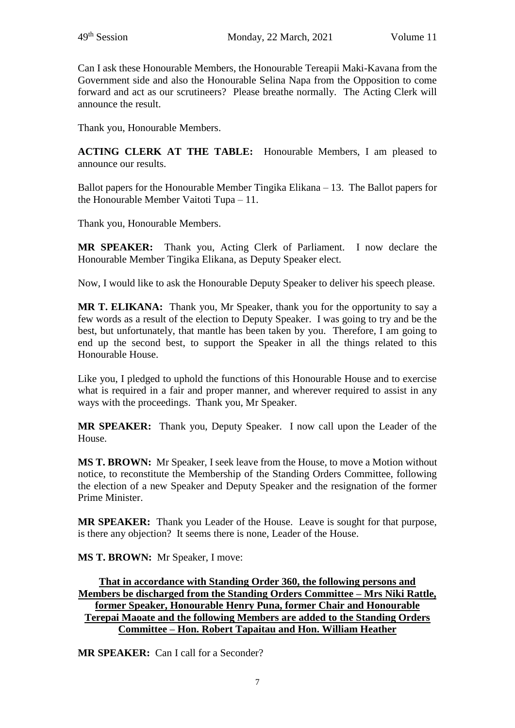Can I ask these Honourable Members, the Honourable Tereapii Maki-Kavana from the Government side and also the Honourable Selina Napa from the Opposition to come forward and act as our scrutineers? Please breathe normally. The Acting Clerk will announce the result.

Thank you, Honourable Members.

**ACTING CLERK AT THE TABLE:** Honourable Members, I am pleased to announce our results.

Ballot papers for the Honourable Member Tingika Elikana – 13. The Ballot papers for the Honourable Member Vaitoti Tupa – 11.

Thank you, Honourable Members.

**MR SPEAKER:** Thank you, Acting Clerk of Parliament. I now declare the Honourable Member Tingika Elikana, as Deputy Speaker elect.

Now, I would like to ask the Honourable Deputy Speaker to deliver his speech please.

**MR T. ELIKANA:** Thank you, Mr Speaker, thank you for the opportunity to say a few words as a result of the election to Deputy Speaker. I was going to try and be the best, but unfortunately, that mantle has been taken by you. Therefore, I am going to end up the second best, to support the Speaker in all the things related to this Honourable House.

Like you, I pledged to uphold the functions of this Honourable House and to exercise what is required in a fair and proper manner, and wherever required to assist in any ways with the proceedings. Thank you, Mr Speaker.

**MR SPEAKER:** Thank you, Deputy Speaker. I now call upon the Leader of the House.

**MS T. BROWN:** Mr Speaker, I seek leave from the House, to move a Motion without notice, to reconstitute the Membership of the Standing Orders Committee, following the election of a new Speaker and Deputy Speaker and the resignation of the former Prime Minister.

**MR SPEAKER:** Thank you Leader of the House. Leave is sought for that purpose, is there any objection? It seems there is none, Leader of the House.

**MS T. BROWN:** Mr Speaker, I move:

**<u>That in accordance with Standing Order 360, the following persons and Members be discharged from the Standing Orders Committee – Mrs Niki Rattle, former Speaker, Honourable Henry Puna, former Chair and Honourable Terepai Maoate and the following Members are added to the Standing Orders Committee – Hon. Robert Tapaitau and Hon. William Heather</u>**

**MR SPEAKER:** Can I call for a Seconder?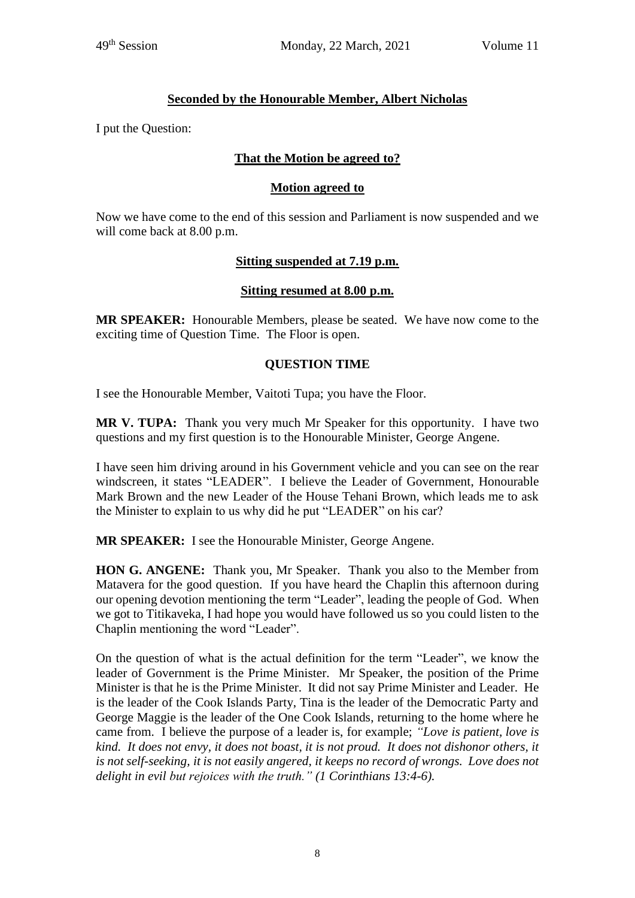**Seconded by the Honourable Member, Albert Nicholas**

I put the Question:

**That the Motion be agreed to?**

**Motion agreed to**

Now we have come to the end of this session and Parliament is now suspended and we will come back at 8.00 p.m.

**Sitting suspended at 7.19 p.m.**

**Sitting resumed at 8.00 p.m.**

**MR SPEAKER:** Honourable Members, please be seated. We have now come to the exciting time of Question Time. The Floor is open.

## QUESTION TIME

I see the Honourable Member, Vaitoti Tupa; you have the Floor.

**MR V. TUPA:** Thank you very much Mr Speaker for this opportunity. I have two questions and my first question is to the Honourable Minister, George Angene.

I have seen him driving around in his Government vehicle and you can see on the rear windscreen, it states "LEADER". I believe the Leader of Government, Honourable Mark Brown and the new Leader of the House Tehani Brown, which leads me to ask the Minister to explain to us why did he put "LEADER" on his car?

**MR SPEAKER:** I see the Honourable Minister, George Angene.

**HON G. ANGENE:** Thank you, Mr Speaker. Thank you also to the Member from Matavera for the good question. If you have heard the Chaplin this afternoon during our opening devotion mentioning the term "Leader", leading the people of God. When we got to Titikaveka, I had hope you would have followed us so you could listen to the Chaplin mentioning the word "Leader".

On the question of what is the actual definition for the term "Leader", we know the leader of Government is the Prime Minister. Mr Speaker, the position of the Prime Minister is that he is the Prime Minister. It did not say Prime Minister and Leader. He is the leader of the Cook Islands Party, Tina is the leader of the Democratic Party and George Maggie is the leader of the One Cook Islands, returning to the home where he came from. I believe the purpose of a leader is, for example; *"Love is patient, love is kind. It does not envy, it does not boast, it is not proud. It does not dishonor others, it is not self-seeking, it is not easily angered, it keeps no record of wrongs. Love does not delight in evil but rejoices with the truth." (1 Corinthians 13:4-6).*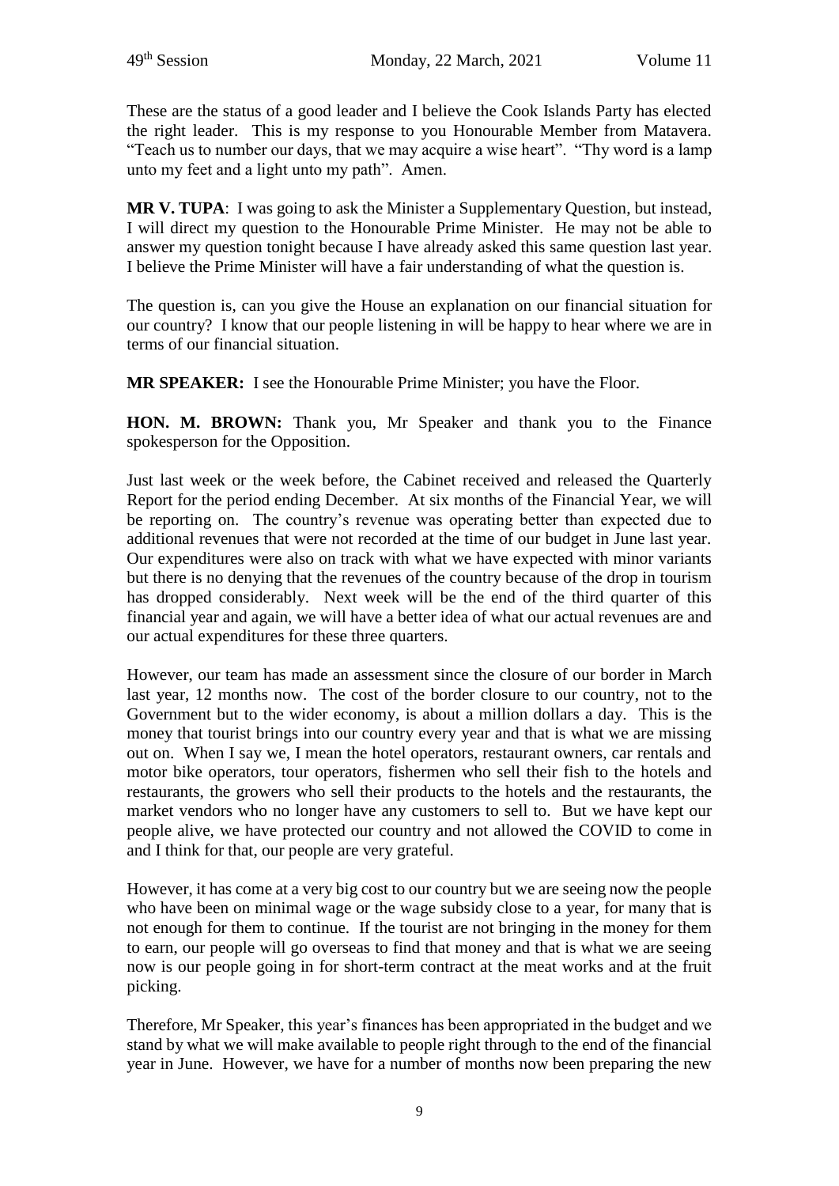These are the status of a good leader and I believe the Cook Islands Party has elected the right leader. This is my response to you Honourable Member from Matavera. "Teach us to number our days, that we may acquire a wise heart". "Thy word is a lamp unto my feet and a light unto my path". Amen.

**MR V. TUPA**: I was going to ask the Minister a Supplementary Question, but instead, I will direct my question to the Honourable Prime Minister. He may not be able to answer my question tonight because I have already asked this same question last year. I believe the Prime Minister will have a fair understanding of what the question is.

The question is, can you give the House an explanation on our financial situation for our country? I know that our people listening in will be happy to hear where we are in terms of our financial situation.

**MR SPEAKER:** I see the Honourable Prime Minister; you have the Floor.

**HON. M. BROWN:** Thank you, Mr Speaker and thank you to the Finance spokesperson for the Opposition.

Just last week or the week before, the Cabinet received and released the Quarterly Report for the period ending December. At six months of the Financial Year, we will be reporting on. The country's revenue was operating better than expected due to additional revenues that were not recorded at the time of our budget in June last year. Our expenditures were also on track with what we have expected with minor variants but there is no denying that the revenues of the country because of the drop in tourism has dropped considerably. Next week will be the end of the third quarter of this financial year and again, we will have a better idea of what our actual revenues are and our actual expenditures for these three quarters.

However, our team has made an assessment since the closure of our border in March last year, 12 months now. The cost of the border closure to our country, not to the Government but to the wider economy, is about a million dollars a day. This is the money that tourist brings into our country every year and that is what we are missing out on. When I say we, I mean the hotel operators, restaurant owners, car rentals and motor bike operators, tour operators, fishermen who sell their fish to the hotels and restaurants, the growers who sell their products to the hotels and the restaurants, the market vendors who no longer have any customers to sell to. But we have kept our people alive, we have protected our country and not allowed the COVID to come in and I think for that, our people are very grateful.

However, it has come at a very big cost to our country but we are seeing now the people who have been on minimal wage or the wage subsidy close to a year, for many that is not enough for them to continue. If the tourist are not bringing in the money for them to earn, our people will go overseas to find that money and that is what we are seeing now is our people going in for short-term contract at the meat works and at the fruit picking.

Therefore, Mr Speaker, this year's finances has been appropriated in the budget and we stand by what we will make available to people right through to the end of the financial year in June. However, we have for a number of months now been preparing the new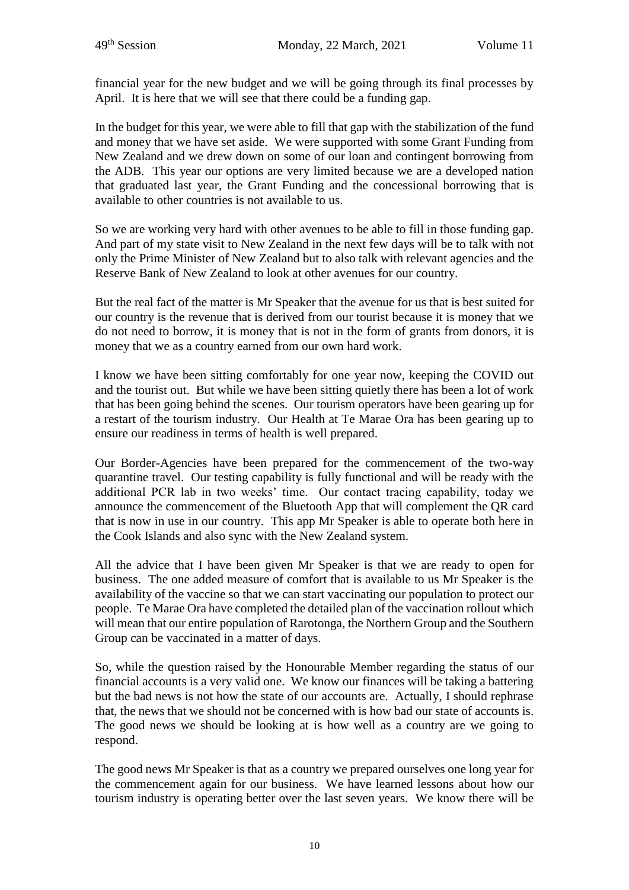financial year for the new budget and we will be going through its final processes by April. It is here that we will see that there could be a funding gap.

In the budget for this year, we were able to fill that gap with the stabilization of the fund and money that we have set aside. We were supported with some Grant Funding from New Zealand and we drew down on some of our loan and contingent borrowing from the ADB. This year our options are very limited because we are a developed nation that graduated last year, the Grant Funding and the concessional borrowing that is available to other countries is not available to us.

So we are working very hard with other avenues to be able to fill in those funding gap. And part of my state visit to New Zealand in the next few days will be to talk with not only the Prime Minister of New Zealand but to also talk with relevant agencies and the Reserve Bank of New Zealand to look at other avenues for our country.

But the real fact of the matter is Mr Speaker that the avenue for us that is best suited for our country is the revenue that is derived from our tourist because it is money that we do not need to borrow, it is money that is not in the form of grants from donors, it is money that we as a country earned from our own hard work.

I know we have been sitting comfortably for one year now, keeping the COVID out and the tourist out. But while we have been sitting quietly there has been a lot of work that has been going behind the scenes. Our tourism operators have been gearing up for a restart of the tourism industry. Our Health at Te Marae Ora has been gearing up to ensure our readiness in terms of health is well prepared.

Our Border-Agencies have been prepared for the commencement of the two-way quarantine travel. Our testing capability is fully functional and will be ready with the additional PCR lab in two weeks' time. Our contact tracing capability, today we announce the commencement of the Bluetooth App that will complement the QR card that is now in use in our country. This app Mr Speaker is able to operate both here in the Cook Islands and also sync with the New Zealand system.

All the advice that I have been given Mr Speaker is that we are ready to open for business. The one added measure of comfort that is available to us Mr Speaker is the availability of the vaccine so that we can start vaccinating our population to protect our people. Te Marae Ora have completed the detailed plan of the vaccination rollout which will mean that our entire population of Rarotonga, the Northern Group and the Southern Group can be vaccinated in a matter of days.

So, while the question raised by the Honourable Member regarding the status of our financial accounts is a very valid one. We know our finances will be taking a battering but the bad news is not how the state of our accounts are. Actually, I should rephrase that, the news that we should not be concerned with is how bad our state of accounts is. The good news we should be looking at is how well as a country are we going to respond.

The good news Mr Speaker is that as a country we prepared ourselves one long year for the commencement again for our business. We have learned lessons about how our tourism industry is operating better over the last seven years. We know there will be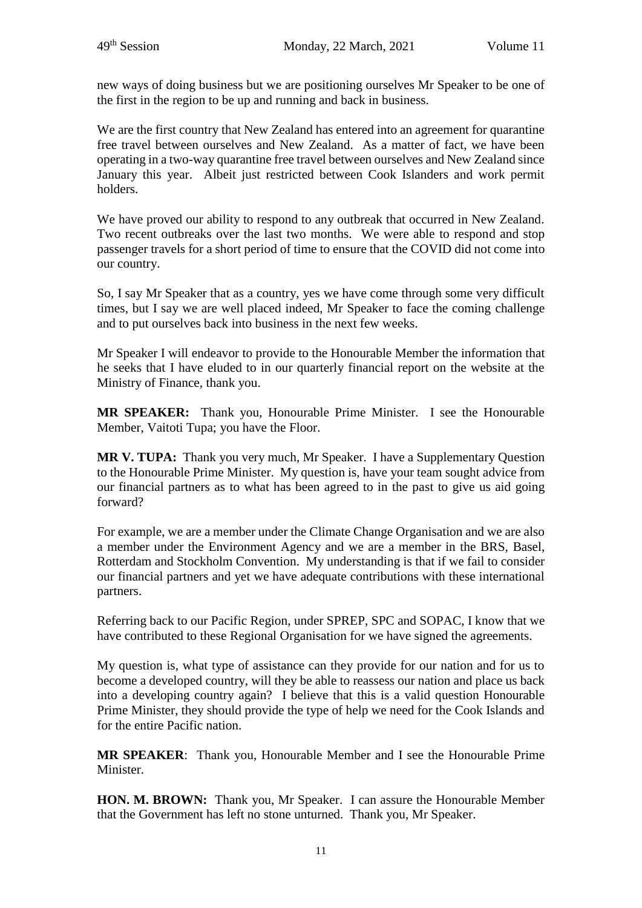new ways of doing business but we are positioning ourselves Mr Speaker to be one of the first in the region to be up and running and back in business.

We are the first country that New Zealand has entered into an agreement for quarantine free travel between ourselves and New Zealand. As a matter of fact, we have been operating in a two-way quarantine free travel between ourselves and New Zealand since January this year. Albeit just restricted between Cook Islanders and work permit holders.

We have proved our ability to respond to any outbreak that occurred in New Zealand. Two recent outbreaks over the last two months. We were able to respond and stop passenger travels for a short period of time to ensure that the COVID did not come into our country.

So, I say Mr Speaker that as a country, yes we have come through some very difficult times, but I say we are well placed indeed, Mr Speaker to face the coming challenge and to put ourselves back into business in the next few weeks.

Mr Speaker I will endeavor to provide to the Honourable Member the information that he seeks that I have eluded to in our quarterly financial report on the website at the Ministry of Finance, thank you.

**MR SPEAKER:** Thank you, Honourable Prime Minister. I see the Honourable Member, Vaitoti Tupa; you have the Floor.

**MR V. TUPA:** Thank you very much, Mr Speaker. I have a Supplementary Question to the Honourable Prime Minister. My question is, have your team sought advice from our financial partners as to what has been agreed to in the past to give us aid going forward?

For example, we are a member under the Climate Change Organisation and we are also a member under the Environment Agency and we are a member in the BRS, Basel, Rotterdam and Stockholm Convention. My understanding is that if we fail to consider our financial partners and yet we have adequate contributions with these international partners.

Referring back to our Pacific Region, under SPREP, SPC and SOPAC, I know that we have contributed to these Regional Organisation for we have signed the agreements.

My question is, what type of assistance can they provide for our nation and for us to become a developed country, will they be able to reassess our nation and place us back into a developing country again? I believe that this is a valid question Honourable Prime Minister, they should provide the type of help we need for the Cook Islands and for the entire Pacific nation.

**MR SPEAKER**: Thank you, Honourable Member and I see the Honourable Prime Minister.

**HON. M. BROWN:** Thank you, Mr Speaker. I can assure the Honourable Member that the Government has left no stone unturned. Thank you, Mr Speaker.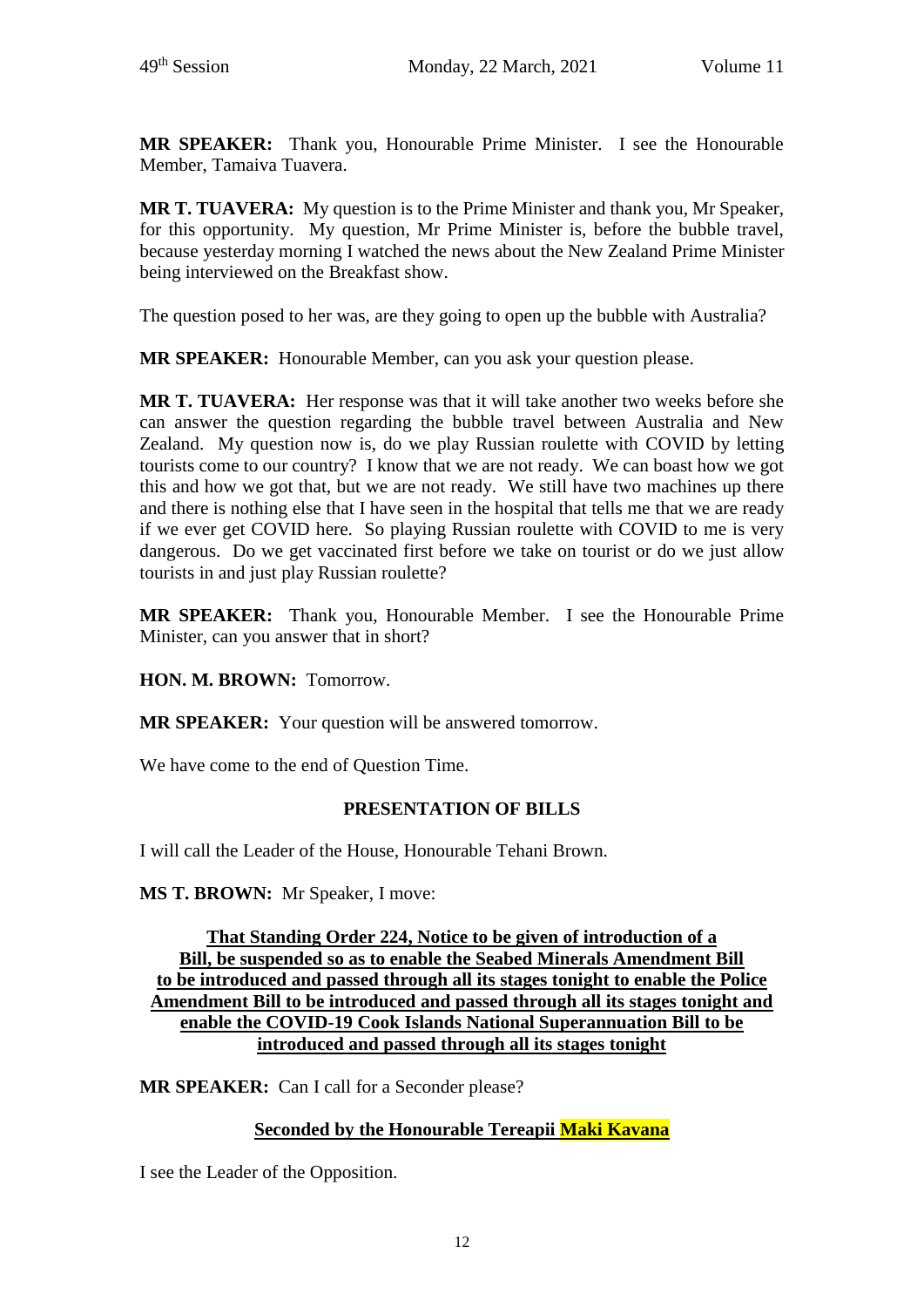**MR SPEAKER:** Thank you, Honourable Prime Minister. I see the Honourable Member, Tamaiva Tuavera.

**MR T. TUAVERA:** My question is to the Prime Minister and thank you, Mr Speaker, for this opportunity. My question, Mr Prime Minister is, before the bubble travel, because yesterday morning I watched the news about the New Zealand Prime Minister being interviewed on the Breakfast show.

The question posed to her was, are they going to open up the bubble with Australia?

**MR SPEAKER:** Honourable Member, can you ask your question please.

**MR T. TUAVERA:** Her response was that it will take another two weeks before she can answer the question regarding the bubble travel between Australia and New Zealand. My question now is, do we play Russian roulette with COVID by letting tourists come to our country? I know that we are not ready. We can boast how we got this and how we got that, but we are not ready. We still have two machines up there and there is nothing else that I have seen in the hospital that tells me that we are ready if we ever get COVID here. So playing Russian roulette with COVID to me is very dangerous. Do we get vaccinated first before we take on tourist or do we just allow tourists in and just play Russian roulette?

**MR SPEAKER:** Thank you, Honourable Member. I see the Honourable Prime Minister, can you answer that in short?

**HON. M. BROWN:** Tomorrow.

**MR SPEAKER:** Your question will be answered tomorrow.

We have come to the end of Question Time.

## PRESENTATION OF BILLS

I will call the Leader of the House, Honourable Tehani Brown.

**MS T. BROWN:** Mr Speaker, I move:

**That Standing Order 224, Notice to be given of introduction of a Bill, be suspended so as to enable the Seabed Minerals Amendment Bill to be introduced and passed through all its stages tonight to enable the Police Amendment Bill to be introduced and passed through all its stages tonight and enable the COVID-19 Cook Islands National Superannuation Bill to be introduced and passed through all its stages tonight**

**MR SPEAKER:** Can I call for a Seconder please?

**Seconded by the Honourable Tereapii Maki Kavana**

I see the Leader of the Opposition.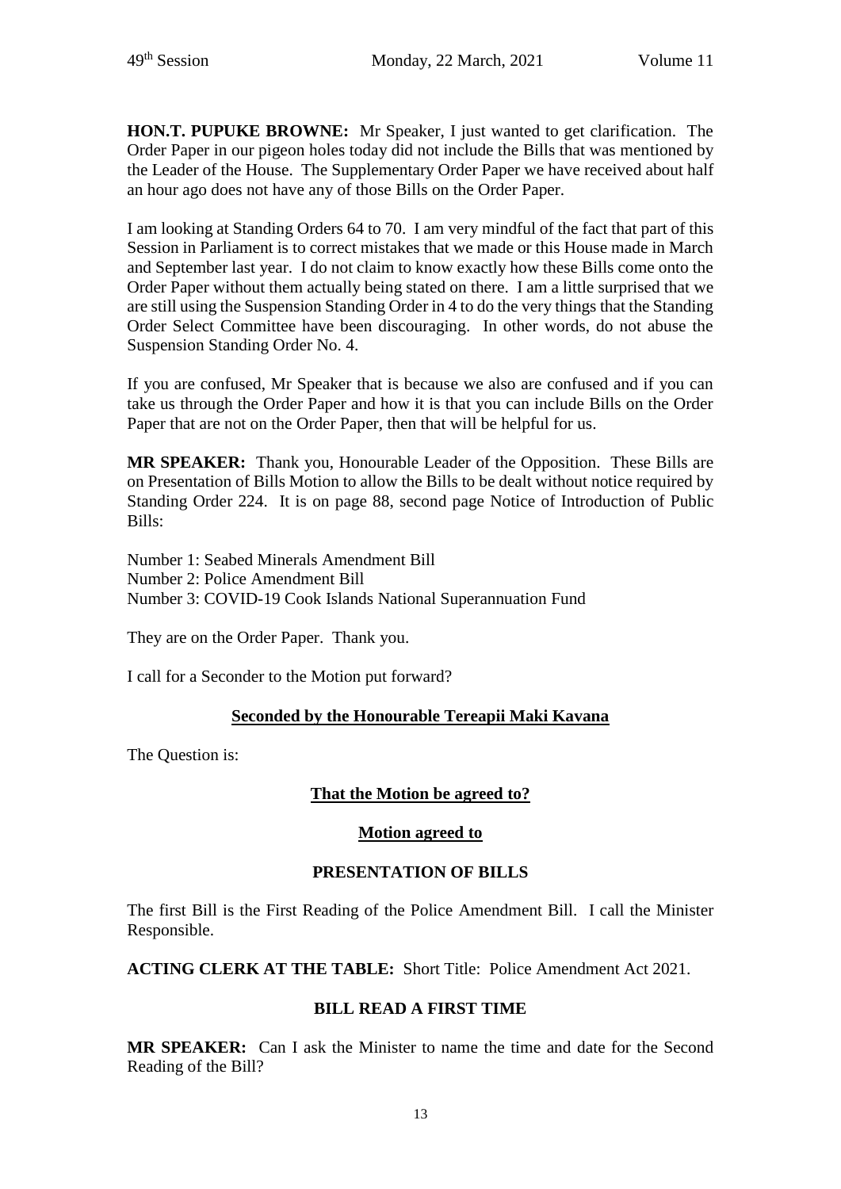**HON.T. PUPUKE BROWNE:** Mr Speaker, I just wanted to get clarification. The Order Paper in our pigeon holes today did not include the Bills that was mentioned by the Leader of the House. The Supplementary Order Paper we have received about half an hour ago does not have any of those Bills on the Order Paper.

I am looking at Standing Orders 64 to 70. I am very mindful of the fact that part of this Session in Parliament is to correct mistakes that we made or this House made in March and September last year. I do not claim to know exactly how these Bills come onto the Order Paper without them actually being stated on there. I am a little surprised that we are still using the Suspension Standing Order in 4 to do the very things that the Standing Order Select Committee have been discouraging. In other words, do not abuse the Suspension Standing Order No. 4.

If you are confused, Mr Speaker that is because we also are confused and if you can take us through the Order Paper and how it is that you can include Bills on the Order Paper that are not on the Order Paper, then that will be helpful for us.

**MR SPEAKER:** Thank you, Honourable Leader of the Opposition. These Bills are on Presentation of Bills Motion to allow the Bills to be dealt without notice required by Standing Order 224. It is on page 88, second page Notice of Introduction of Public Bills:

Number 1: Seabed Minerals Amendment Bill
Number 2: Police Amendment Bill
Number 3: COVID-19 Cook Islands National Superannuation Fund

They are on the Order Paper. Thank you.

I call for a Seconder to the Motion put forward?

**Seconded by the Honourable Tereapii Maki Kavana**

The Question is:

**That the Motion be agreed to?**

**Motion agreed to**

**PRESENTATION OF BILLS**

The first Bill is the First Reading of the Police Amendment Bill. I call the Minister Responsible.

**ACTING CLERK AT THE TABLE:** Short Title: Police Amendment Act 2021.

**BILL READ A FIRST TIME**

**MR SPEAKER:** Can I ask the Minister to name the time and date for the Second Reading of the Bill?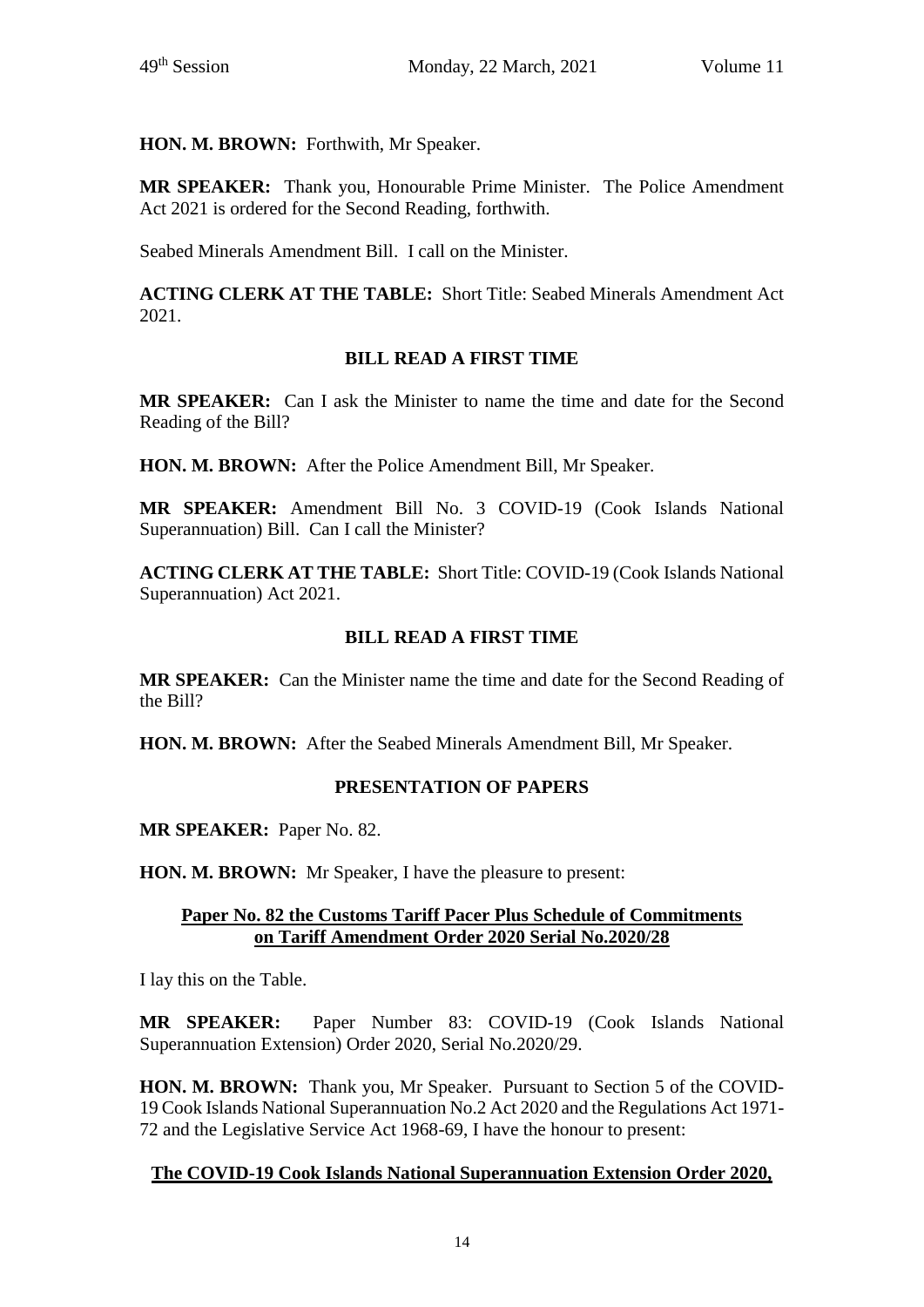**HON. M. BROWN:** Forthwith, Mr Speaker.

**MR SPEAKER:** Thank you, Honourable Prime Minister. The Police Amendment Act 2021 is ordered for the Second Reading, forthwith.

Seabed Minerals Amendment Bill. I call on the Minister.

**ACTING CLERK AT THE TABLE:** Short Title: Seabed Minerals Amendment Act 2021.

**BILL READ A FIRST TIME**

**MR SPEAKER:** Can I ask the Minister to name the time and date for the Second Reading of the Bill?

**HON. M. BROWN:** After the Police Amendment Bill, Mr Speaker.

**MR SPEAKER:** Amendment Bill No. 3 COVID-19 (Cook Islands National Superannuation) Bill. Can I call the Minister?

**ACTING CLERK AT THE TABLE:** Short Title: COVID-19 (Cook Islands National Superannuation) Act 2021.

**BILL READ A FIRST TIME**

**MR SPEAKER:** Can the Minister name the time and date for the Second Reading of the Bill?

**HON. M. BROWN:** After the Seabed Minerals Amendment Bill, Mr Speaker.

**PRESENTATION OF PAPERS**

**MR SPEAKER:** Paper No. 82.

**HON. M. BROWN:** Mr Speaker, I have the pleasure to present:

**Paper No. 82 the Customs Tariff Pacer Plus Schedule of Commitments on Tariff Amendment Order 2020 Serial No.2020/28**

I lay this on the Table.

**MR SPEAKER:** Paper Number 83: COVID-19 (Cook Islands National Superannuation Extension) Order 2020, Serial No.2020/29.

**HON. M. BROWN:** Thank you, Mr Speaker. Pursuant to Section 5 of the COVID-19 Cook Islands National Superannuation No.2 Act 2020 and the Regulations Act 1971-72 and the Legislative Service Act 1968-69, I have the honour to present:

**The COVID-19 Cook Islands National Superannuation Extension Order 2020,**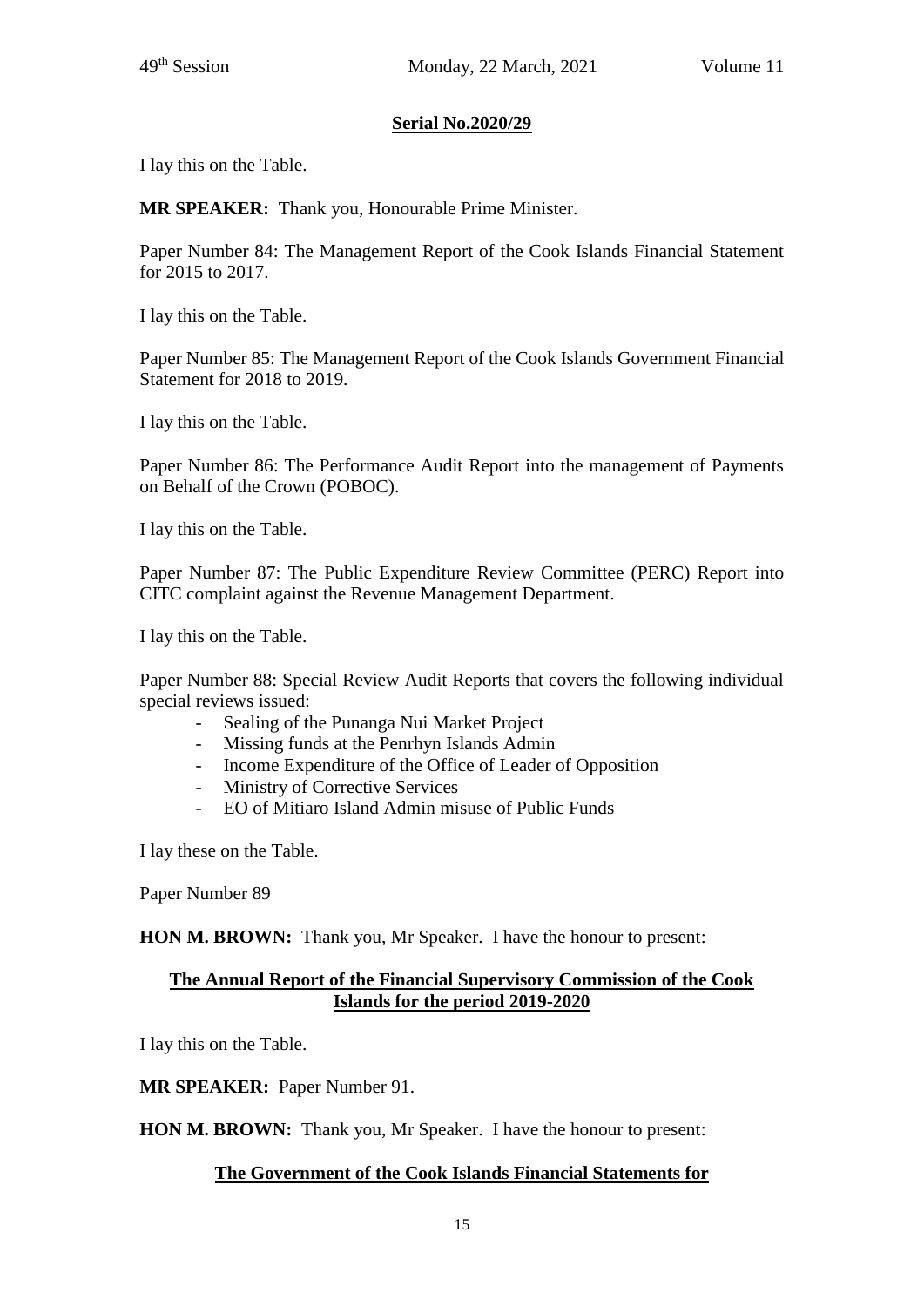**Serial No.2020/29**

I lay this on the Table.

**MR SPEAKER:** Thank you, Honourable Prime Minister.

Paper Number 84: The Management Report of the Cook Islands Financial Statement for 2015 to 2017.

I lay this on the Table.

Paper Number 85: The Management Report of the Cook Islands Government Financial Statement for 2018 to 2019.

I lay this on the Table.

Paper Number 86: The Performance Audit Report into the management of Payments on Behalf of the Crown (POBOC).

I lay this on the Table.

Paper Number 87: The Public Expenditure Review Committee (PERC) Report into CITC complaint against the Revenue Management Department.

I lay this on the Table.

Paper Number 88: Special Review Audit Reports that covers the following individual special reviews issued:

- Sealing of the Punanga Nui Market Project
- Missing funds at the Penrhyn Islands Admin
- Income Expenditure of the Office of Leader of Opposition
- Ministry of Corrective Services
- EO of Mitiaro Island Admin misuse of Public Funds

I lay these on the Table.

Paper Number 89

**HON M. BROWN:** Thank you, Mr Speaker. I have the honour to present:

**The Annual Report of the Financial Supervisory Commission of the Cook Islands for the period 2019-2020**

I lay this on the Table.

**MR SPEAKER:** Paper Number 91.

**HON M. BROWN:** Thank you, Mr Speaker. I have the honour to present:

**The Government of the Cook Islands Financial Statements for**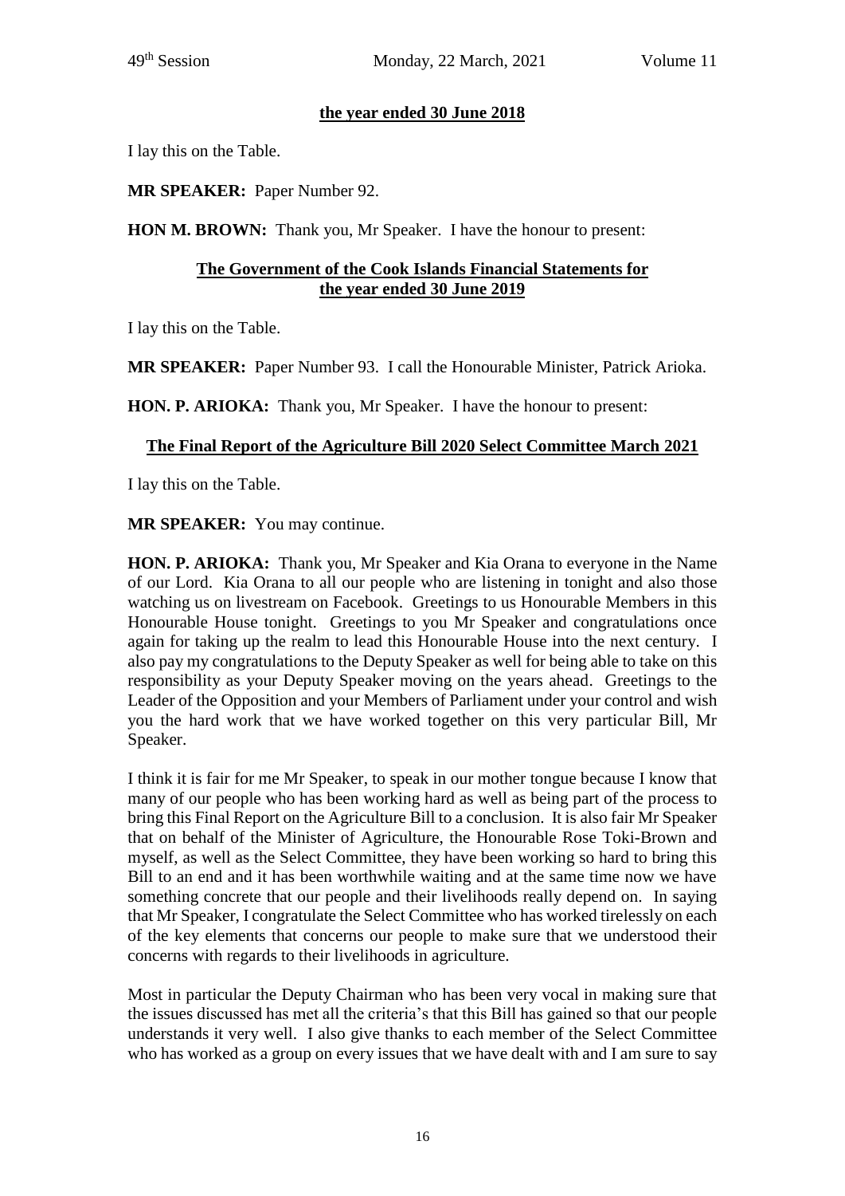**the year ended 30 June 2018**

I lay this on the Table.

**MR SPEAKER:** Paper Number 92.

**HON M. BROWN:** Thank you, Mr Speaker. I have the honour to present:

**The Government of the Cook Islands Financial Statements for the year ended 30 June 2019**

I lay this on the Table.

**MR SPEAKER:** Paper Number 93. I call the Honourable Minister, Patrick Arioka.

**HON. P. ARIOKA:** Thank you, Mr Speaker. I have the honour to present:

**The Final Report of the Agriculture Bill 2020 Select Committee March 2021**

I lay this on the Table.

**MR SPEAKER:** You may continue.

**HON. P. ARIOKA:** Thank you, Mr Speaker and Kia Orana to everyone in the Name of our Lord. Kia Orana to all our people who are listening in tonight and also those watching us on livestream on Facebook. Greetings to us Honourable Members in this Honourable House tonight. Greetings to you Mr Speaker and congratulations once again for taking up the realm to lead this Honourable House into the next century. I also pay my congratulations to the Deputy Speaker as well for being able to take on this responsibility as your Deputy Speaker moving on the years ahead. Greetings to the Leader of the Opposition and your Members of Parliament under your control and wish you the hard work that we have worked together on this very particular Bill, Mr Speaker.

I think it is fair for me Mr Speaker, to speak in our mother tongue because I know that many of our people who has been working hard as well as being part of the process to bring this Final Report on the Agriculture Bill to a conclusion. It is also fair Mr Speaker that on behalf of the Minister of Agriculture, the Honourable Rose Toki-Brown and myself, as well as the Select Committee, they have been working so hard to bring this Bill to an end and it has been worthwhile waiting and at the same time now we have something concrete that our people and their livelihoods really depend on. In saying that Mr Speaker, I congratulate the Select Committee who has worked tirelessly on each of the key elements that concerns our people to make sure that we understood their concerns with regards to their livelihoods in agriculture.

Most in particular the Deputy Chairman who has been very vocal in making sure that the issues discussed has met all the criteria's that this Bill has gained so that our people understands it very well. I also give thanks to each member of the Select Committee who has worked as a group on every issues that we have dealt with and I am sure to say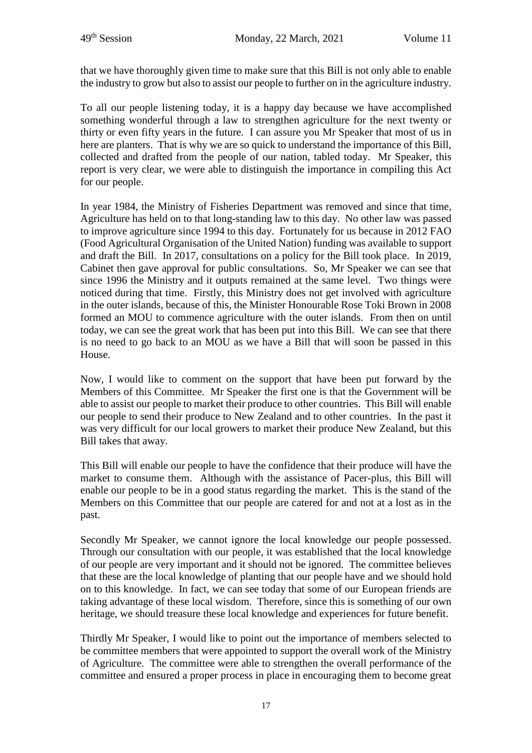that we have thoroughly given time to make sure that this Bill is not only able to enable the industry to grow but also to assist our people to further on in the agriculture industry.

To all our people listening today, it is a happy day because we have accomplished something wonderful through a law to strengthen agriculture for the next twenty or thirty or even fifty years in the future. I can assure you Mr Speaker that most of us in here are planters. That is why we are so quick to understand the importance of this Bill, collected and drafted from the people of our nation, tabled today. Mr Speaker, this report is very clear, we were able to distinguish the importance in compiling this Act for our people.

In year 1984, the Ministry of Fisheries Department was removed and since that time, Agriculture has held on to that long-standing law to this day. No other law was passed to improve agriculture since 1994 to this day. Fortunately for us because in 2012 FAO (Food Agricultural Organisation of the United Nation) funding was available to support and draft the Bill. In 2017, consultations on a policy for the Bill took place. In 2019, Cabinet then gave approval for public consultations. So, Mr Speaker we can see that since 1996 the Ministry and it outputs remained at the same level. Two things were noticed during that time. Firstly, this Ministry does not get involved with agriculture in the outer islands, because of this, the Minister Honourable Rose Toki Brown in 2008 formed an MOU to commence agriculture with the outer islands. From then on until today, we can see the great work that has been put into this Bill. We can see that there is no need to go back to an MOU as we have a Bill that will soon be passed in this House.

Now, I would like to comment on the support that have been put forward by the Members of this Committee. Mr Speaker the first one is that the Government will be able to assist our people to market their produce to other countries. This Bill will enable our people to send their produce to New Zealand and to other countries. In the past it was very difficult for our local growers to market their produce New Zealand, but this Bill takes that away.

This Bill will enable our people to have the confidence that their produce will have the market to consume them. Although with the assistance of Pacer-plus, this Bill will enable our people to be in a good status regarding the market. This is the stand of the Members on this Committee that our people are catered for and not at a lost as in the past.

Secondly Mr Speaker, we cannot ignore the local knowledge our people possessed. Through our consultation with our people, it was established that the local knowledge of our people are very important and it should not be ignored. The committee believes that these are the local knowledge of planting that our people have and we should hold on to this knowledge. In fact, we can see today that some of our European friends are taking advantage of these local wisdom. Therefore, since this is something of our own heritage, we should treasure these local knowledge and experiences for future benefit.

Thirdly Mr Speaker, I would like to point out the importance of members selected to be committee members that were appointed to support the overall work of the Ministry of Agriculture. The committee were able to strengthen the overall performance of the committee and ensured a proper process in place in encouraging them to become great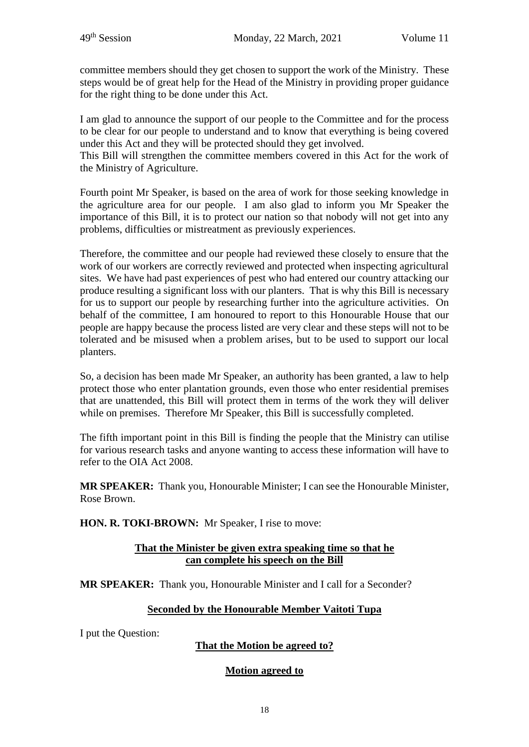committee members should they get chosen to support the work of the Ministry. These steps would be of great help for the Head of the Ministry in providing proper guidance for the right thing to be done under this Act.

I am glad to announce the support of our people to the Committee and for the process to be clear for our people to understand and to know that everything is being covered under this Act and they will be protected should they get involved.
This Bill will strengthen the committee members covered in this Act for the work of the Ministry of Agriculture.

Fourth point Mr Speaker, is based on the area of work for those seeking knowledge in the agriculture area for our people. I am also glad to inform you Mr Speaker the importance of this Bill, it is to protect our nation so that nobody will not get into any problems, difficulties or mistreatment as previously experiences.

Therefore, the committee and our people had reviewed these closely to ensure that the work of our workers are correctly reviewed and protected when inspecting agricultural sites. We have had past experiences of pest who had entered our country attacking our produce resulting a significant loss with our planters. That is why this Bill is necessary for us to support our people by researching further into the agriculture activities. On behalf of the committee, I am honoured to report to this Honourable House that our people are happy because the process listed are very clear and these steps will not to be tolerated and be misused when a problem arises, but to be used to support our local planters.

So, a decision has been made Mr Speaker, an authority has been granted, a law to help protect those who enter plantation grounds, even those who enter residential premises that are unattended, this Bill will protect them in terms of the work they will deliver while on premises. Therefore Mr Speaker, this Bill is successfully completed.

The fifth important point in this Bill is finding the people that the Ministry can utilise for various research tasks and anyone wanting to access these information will have to refer to the OIA Act 2008.

**MR SPEAKER:** Thank you, Honourable Minister; I can see the Honourable Minister, Rose Brown.

**HON. R. TOKI-BROWN:** Mr Speaker, I rise to move:

**<u>That the Minister be given extra speaking time so that he can complete his speech on the Bill</u>**

**MR SPEAKER:** Thank you, Honourable Minister and I call for a Seconder?

**<u>Seconded by the Honourable Member Vaitoti Tupa</u>**

I put the Question:

**<u>That the Motion be agreed to?</u>**

**<u>Motion agreed to</u>**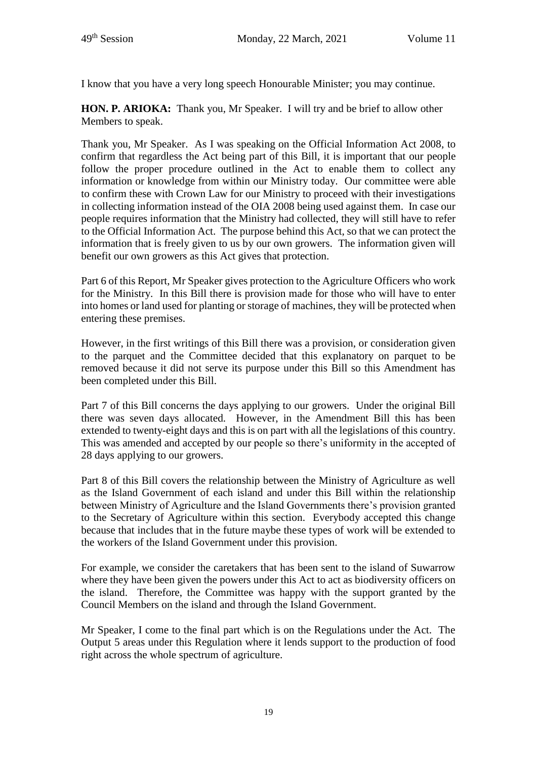I know that you have a very long speech Honourable Minister; you may continue.

**HON. P. ARIOKA:** Thank you, Mr Speaker. I will try and be brief to allow other Members to speak.

Thank you, Mr Speaker. As I was speaking on the Official Information Act 2008, to confirm that regardless the Act being part of this Bill, it is important that our people follow the proper procedure outlined in the Act to enable them to collect any information or knowledge from within our Ministry today. Our committee were able to confirm these with Crown Law for our Ministry to proceed with their investigations in collecting information instead of the OIA 2008 being used against them. In case our people requires information that the Ministry had collected, they will still have to refer to the Official Information Act. The purpose behind this Act, so that we can protect the information that is freely given to us by our own growers. The information given will benefit our own growers as this Act gives that protection.

Part 6 of this Report, Mr Speaker gives protection to the Agriculture Officers who work for the Ministry. In this Bill there is provision made for those who will have to enter into homes or land used for planting or storage of machines, they will be protected when entering these premises.

However, in the first writings of this Bill there was a provision, or consideration given to the parquet and the Committee decided that this explanatory on parquet to be removed because it did not serve its purpose under this Bill so this Amendment has been completed under this Bill.

Part 7 of this Bill concerns the days applying to our growers. Under the original Bill there was seven days allocated. However, in the Amendment Bill this has been extended to twenty-eight days and this is on part with all the legislations of this country. This was amended and accepted by our people so there's uniformity in the accepted of 28 days applying to our growers.

Part 8 of this Bill covers the relationship between the Ministry of Agriculture as well as the Island Government of each island and under this Bill within the relationship between Ministry of Agriculture and the Island Governments there's provision granted to the Secretary of Agriculture within this section. Everybody accepted this change because that includes that in the future maybe these types of work will be extended to the workers of the Island Government under this provision.

For example, we consider the caretakers that has been sent to the island of Suwarrow where they have been given the powers under this Act to act as biodiversity officers on the island. Therefore, the Committee was happy with the support granted by the Council Members on the island and through the Island Government.

Mr Speaker, I come to the final part which is on the Regulations under the Act. The Output 5 areas under this Regulation where it lends support to the production of food right across the whole spectrum of agriculture.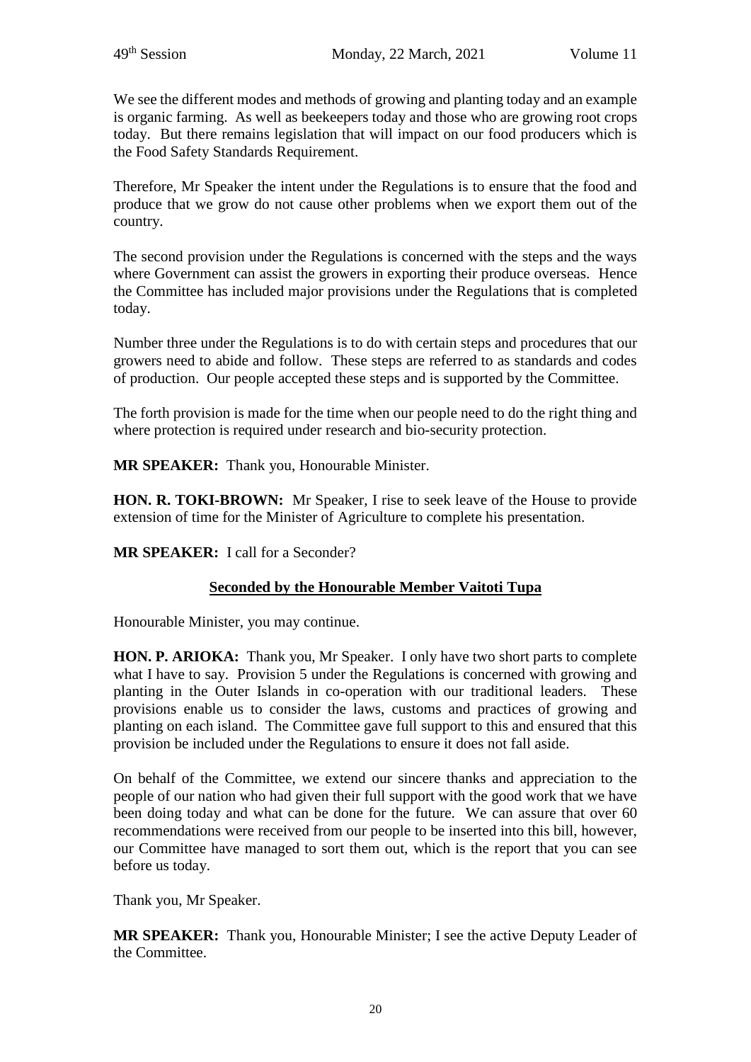We see the different modes and methods of growing and planting today and an example is organic farming. As well as beekeepers today and those who are growing root crops today. But there remains legislation that will impact on our food producers which is the Food Safety Standards Requirement.

Therefore, Mr Speaker the intent under the Regulations is to ensure that the food and produce that we grow do not cause other problems when we export them out of the country.

The second provision under the Regulations is concerned with the steps and the ways where Government can assist the growers in exporting their produce overseas. Hence the Committee has included major provisions under the Regulations that is completed today.

Number three under the Regulations is to do with certain steps and procedures that our growers need to abide and follow. These steps are referred to as standards and codes of production. Our people accepted these steps and is supported by the Committee.

The forth provision is made for the time when our people need to do the right thing and where protection is required under research and bio-security protection.

**MR SPEAKER:** Thank you, Honourable Minister.

**HON. R. TOKI-BROWN:** Mr Speaker, I rise to seek leave of the House to provide extension of time for the Minister of Agriculture to complete his presentation.

**MR SPEAKER:** I call for a Seconder?

**Seconded by the Honourable Member Vaitoti Tupa**

Honourable Minister, you may continue.

**HON. P. ARIOKA:** Thank you, Mr Speaker. I only have two short parts to complete what I have to say. Provision 5 under the Regulations is concerned with growing and planting in the Outer Islands in co-operation with our traditional leaders. These provisions enable us to consider the laws, customs and practices of growing and planting on each island. The Committee gave full support to this and ensured that this provision be included under the Regulations to ensure it does not fall aside.

On behalf of the Committee, we extend our sincere thanks and appreciation to the people of our nation who had given their full support with the good work that we have been doing today and what can be done for the future. We can assure that over 60 recommendations were received from our people to be inserted into this bill, however, our Committee have managed to sort them out, which is the report that you can see before us today.

Thank you, Mr Speaker.

**MR SPEAKER:** Thank you, Honourable Minister; I see the active Deputy Leader of the Committee.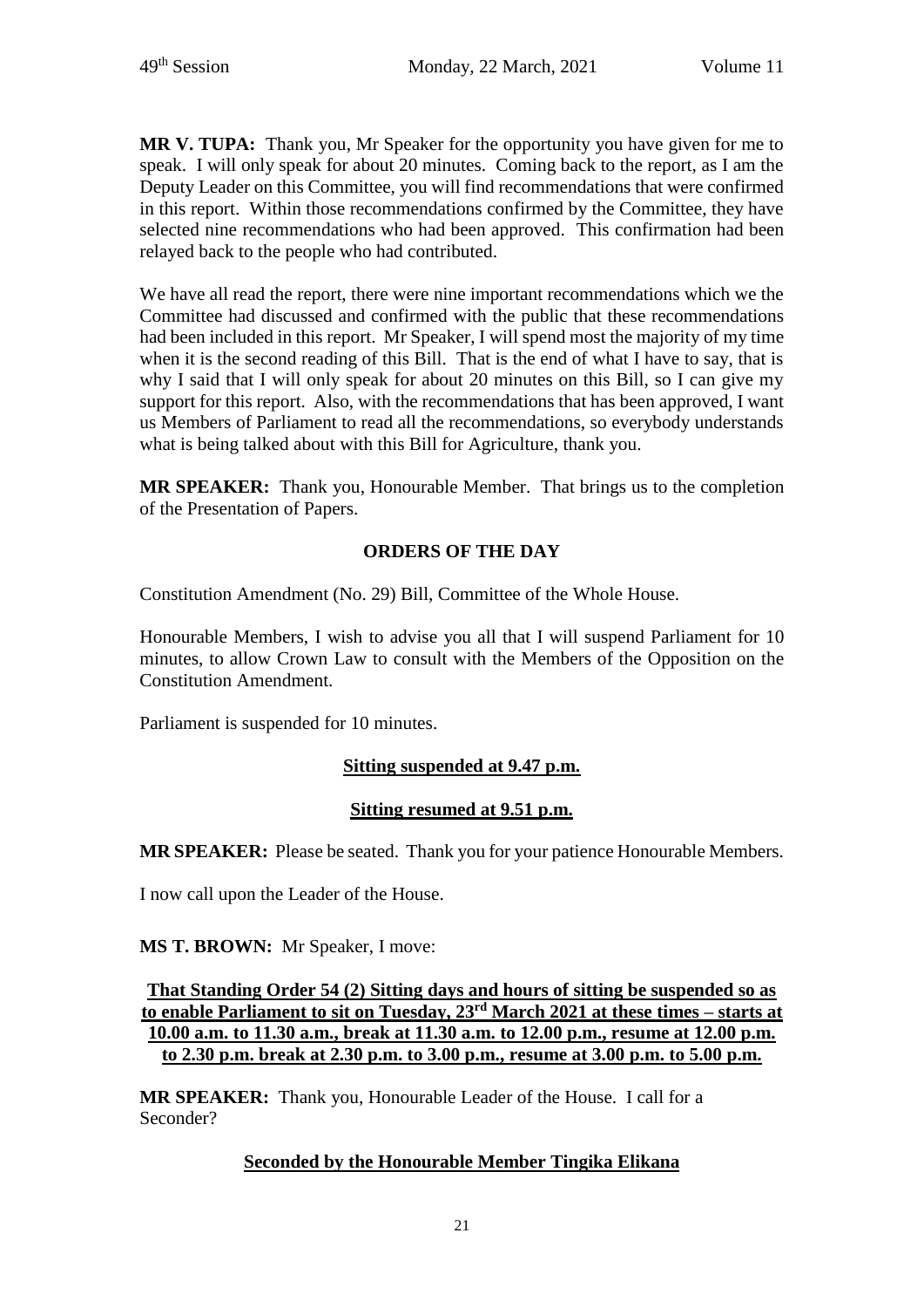**MR V. TUPA:** Thank you, Mr Speaker for the opportunity you have given for me to speak. I will only speak for about 20 minutes. Coming back to the report, as I am the Deputy Leader on this Committee, you will find recommendations that were confirmed in this report. Within those recommendations confirmed by the Committee, they have selected nine recommendations who had been approved. This confirmation had been relayed back to the people who had contributed.

We have all read the report, there were nine important recommendations which we the Committee had discussed and confirmed with the public that these recommendations had been included in this report. Mr Speaker, I will spend most the majority of my time when it is the second reading of this Bill. That is the end of what I have to say, that is why I said that I will only speak for about 20 minutes on this Bill, so I can give my support for this report. Also, with the recommendations that has been approved, I want us Members of Parliament to read all the recommendations, so everybody understands what is being talked about with this Bill for Agriculture, thank you.

**MR SPEAKER:** Thank you, Honourable Member. That brings us to the completion of the Presentation of Papers.

## ORDERS OF THE DAY

Constitution Amendment (No. 29) Bill, Committee of the Whole House.

Honourable Members, I wish to advise you all that I will suspend Parliament for 10 minutes, to allow Crown Law to consult with the Members of the Opposition on the Constitution Amendment.

Parliament is suspended for 10 minutes.

**Sitting suspended at 9.47 p.m.**

**Sitting resumed at 9.51 p.m.**

**MR SPEAKER:** Please be seated. Thank you for your patience Honourable Members.

I now call upon the Leader of the House.

**MS T. BROWN:** Mr Speaker, I move:

**That Standing Order 54 (2) Sitting days and hours of sitting be suspended so as to enable Parliament to sit on Tuesday, 23rd March 2021 at these times – starts at 10.00 a.m. to 11.30 a.m., break at 11.30 a.m. to 12.00 p.m., resume at 12.00 p.m. to 2.30 p.m. break at 2.30 p.m. to 3.00 p.m., resume at 3.00 p.m. to 5.00 p.m.**

**MR SPEAKER:** Thank you, Honourable Leader of the House. I call for a Seconder?

**Seconded by the Honourable Member Tingika Elikana**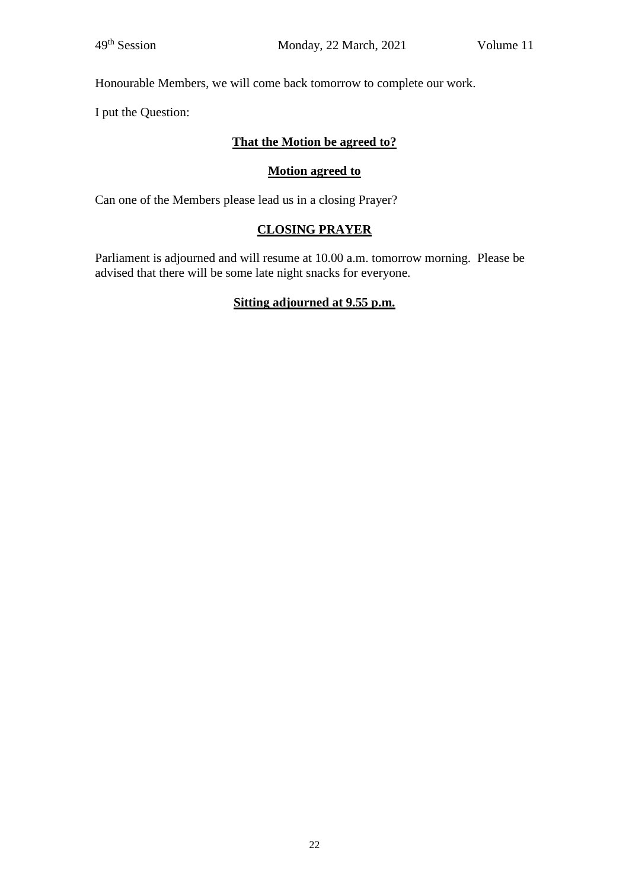Honourable Members, we will come back tomorrow to complete our work.

I put the Question:

**That the Motion be agreed to?**

**Motion agreed to**

Can one of the Members please lead us in a closing Prayer?

**CLOSING PRAYER**

Parliament is adjourned and will resume at 10.00 a.m. tomorrow morning. Please be advised that there will be some late night snacks for everyone.

**Sitting adjourned at 9.55 p.m.**